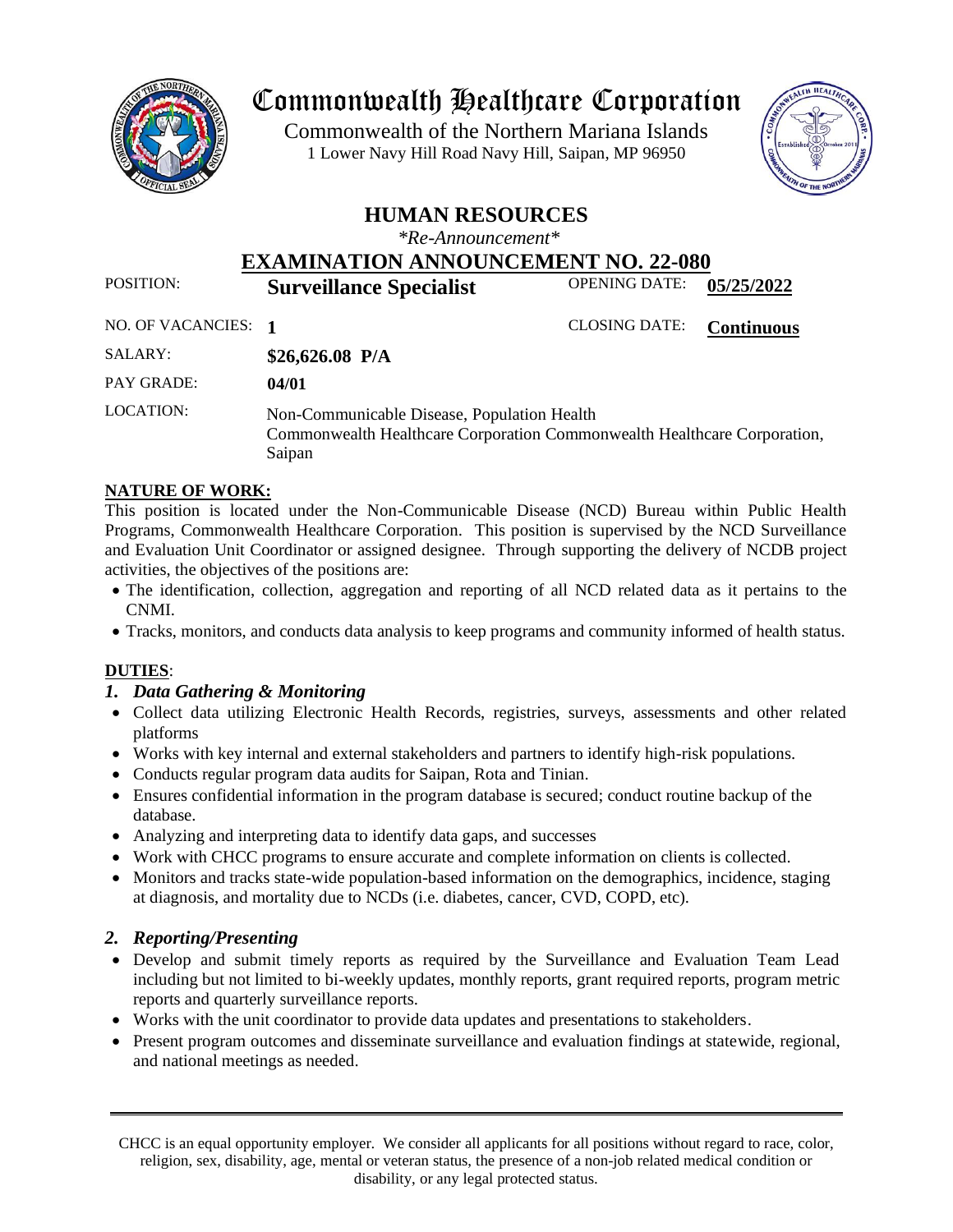# Commonwealth Healthcare Corporation

Commonwealth of the Northern Mariana Islands
1 Lower Navy Hill Road Navy Hill, Saipan, MP 96950

## HUMAN RESOURCES

*\*Re-Announcement\**

## EXAMINATION ANNOUNCEMENT NO. 22-080

| | | | |
|---|---|---|---|
| POSITION: | **Surveillance Specialist** | OPENING DATE: | **05/25/2022** |
| NO. OF VACANCIES: | **1** | CLOSING DATE: | **Continuous** |
| SALARY: | **$26,626.08 P/A** | | |
| PAY GRADE: | **04/01** | | |
| LOCATION: | Non-Communicable Disease, Population Health<br>Commonwealth Healthcare Corporation Commonwealth Healthcare Corporation, Saipan | | |

### NATURE OF WORK:

This position is located under the Non-Communicable Disease (NCD) Bureau within Public Health Programs, Commonwealth Healthcare Corporation. This position is supervised by the NCD Surveillance and Evaluation Unit Coordinator or assigned designee. Through supporting the delivery of NCDB project activities, the objectives of the positions are:

- The identification, collection, aggregation and reporting of all NCD related data as it pertains to the CNMI.
- Tracks, monitors, and conducts data analysis to keep programs and community informed of health status.

### DUTIES:

#### *1. Data Gathering & Monitoring*

- Collect data utilizing Electronic Health Records, registries, surveys, assessments and other related platforms
- Works with key internal and external stakeholders and partners to identify high-risk populations.
- Conducts regular program data audits for Saipan, Rota and Tinian.
- Ensures confidential information in the program database is secured; conduct routine backup of the database.
- Analyzing and interpreting data to identify data gaps, and successes
- Work with CHCC programs to ensure accurate and complete information on clients is collected.
- Monitors and tracks state-wide population-based information on the demographics, incidence, staging at diagnosis, and mortality due to NCDs (i.e. diabetes, cancer, CVD, COPD, etc).

#### *2. Reporting/Presenting*

- Develop and submit timely reports as required by the Surveillance and Evaluation Team Lead including but not limited to bi-weekly updates, monthly reports, grant required reports, program metric reports and quarterly surveillance reports.
- Works with the unit coordinator to provide data updates and presentations to stakeholders.
- Present program outcomes and disseminate surveillance and evaluation findings at statewide, regional, and national meetings as needed.

CHCC is an equal opportunity employer. We consider all applicants for all positions without regard to race, color, religion, sex, disability, age, mental or veteran status, the presence of a non-job related medical condition or disability, or any legal protected status.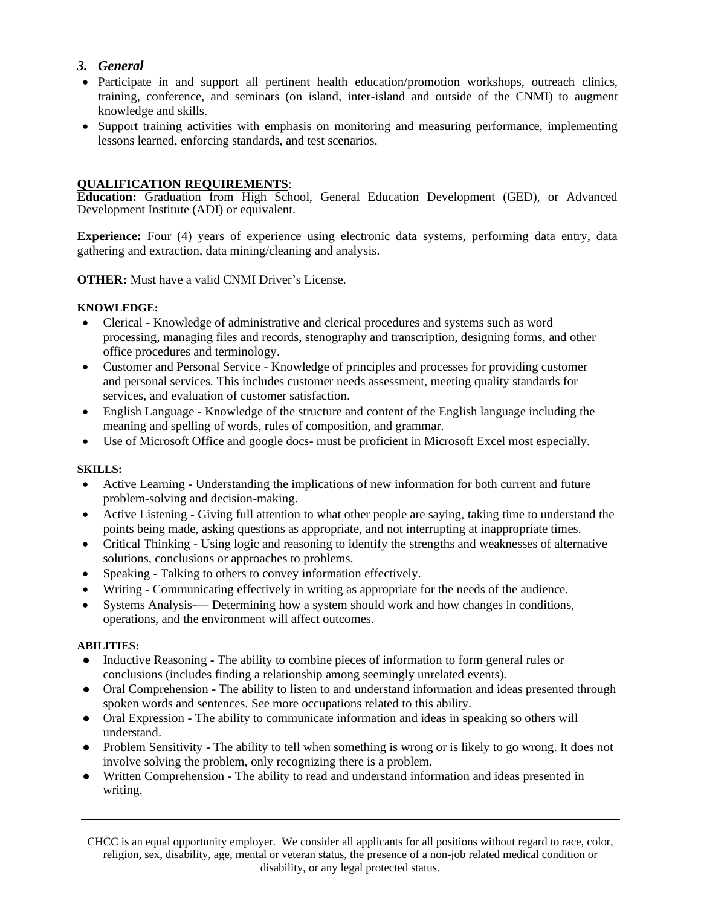### *3. General*

- Participate in and support all pertinent health education/promotion workshops, outreach clinics, training, conference, and seminars (on island, inter-island and outside of the CNMI) to augment knowledge and skills.
- Support training activities with emphasis on monitoring and measuring performance, implementing lessons learned, enforcing standards, and test scenarios.

**QUALIFICATION REQUIREMENTS**:

**Education:** Graduation from High School, General Education Development (GED), or Advanced Development Institute (ADI) or equivalent.

**Experience:** Four (4) years of experience using electronic data systems, performing data entry, data gathering and extraction, data mining/cleaning and analysis.

**OTHER:** Must have a valid CNMI Driver's License.

**KNOWLEDGE:**

- Clerical - Knowledge of administrative and clerical procedures and systems such as word processing, managing files and records, stenography and transcription, designing forms, and other office procedures and terminology.
- Customer and Personal Service - Knowledge of principles and processes for providing customer and personal services. This includes customer needs assessment, meeting quality standards for services, and evaluation of customer satisfaction.
- English Language - Knowledge of the structure and content of the English language including the meaning and spelling of words, rules of composition, and grammar.
- Use of Microsoft Office and google docs- must be proficient in Microsoft Excel most especially.

**SKILLS:**

- Active Learning - Understanding the implications of new information for both current and future problem-solving and decision-making.
- Active Listening - Giving full attention to what other people are saying, taking time to understand the points being made, asking questions as appropriate, and not interrupting at inappropriate times.
- Critical Thinking - Using logic and reasoning to identify the strengths and weaknesses of alternative solutions, conclusions or approaches to problems.
- Speaking - Talking to others to convey information effectively.
- Writing - Communicating effectively in writing as appropriate for the needs of the audience.
- Systems Analysis-— Determining how a system should work and how changes in conditions, operations, and the environment will affect outcomes.

**ABILITIES:**

- Inductive Reasoning - The ability to combine pieces of information to form general rules or conclusions (includes finding a relationship among seemingly unrelated events).
- Oral Comprehension - The ability to listen to and understand information and ideas presented through spoken words and sentences. See more occupations related to this ability.
- Oral Expression - The ability to communicate information and ideas in speaking so others will understand.
- Problem Sensitivity - The ability to tell when something is wrong or is likely to go wrong. It does not involve solving the problem, only recognizing there is a problem.
- Written Comprehension - The ability to read and understand information and ideas presented in writing.

---

CHCC is an equal opportunity employer. We consider all applicants for all positions without regard to race, color, religion, sex, disability, age, mental or veteran status, the presence of a non-job related medical condition or disability, or any legal protected status.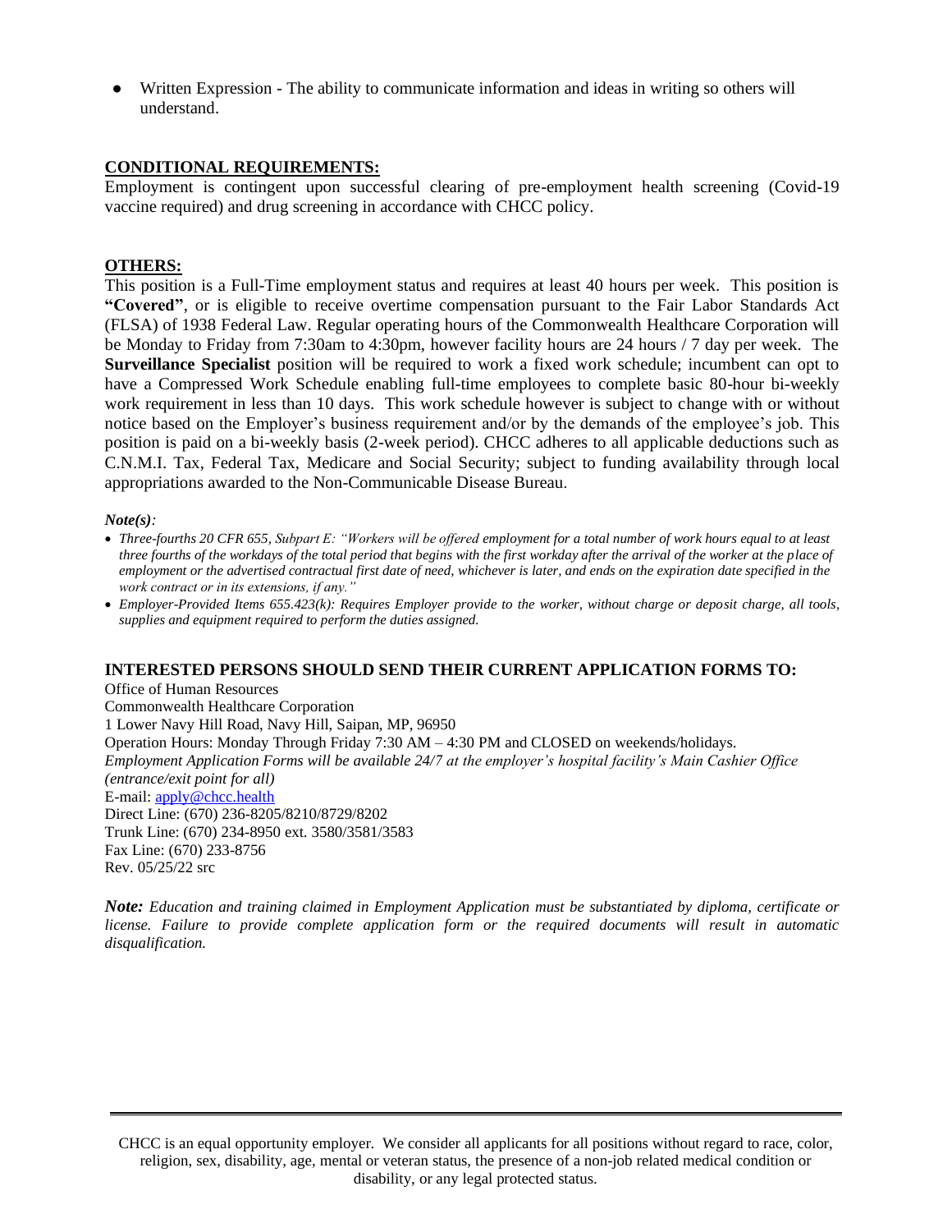- Written Expression - The ability to communicate information and ideas in writing so others will understand.

## CONDITIONAL REQUIREMENTS:

Employment is contingent upon successful clearing of pre-employment health screening (Covid-19 vaccine required) and drug screening in accordance with CHCC policy.

## OTHERS:

This position is a Full-Time employment status and requires at least 40 hours per week. This position is **"Covered"**, or is eligible to receive overtime compensation pursuant to the Fair Labor Standards Act (FLSA) of 1938 Federal Law. Regular operating hours of the Commonwealth Healthcare Corporation will be Monday to Friday from 7:30am to 4:30pm, however facility hours are 24 hours / 7 day per week. The **Surveillance Specialist** position will be required to work a fixed work schedule; incumbent can opt to have a Compressed Work Schedule enabling full-time employees to complete basic 80-hour bi-weekly work requirement in less than 10 days. This work schedule however is subject to change with or without notice based on the Employer's business requirement and/or by the demands of the employee's job. This position is paid on a bi-weekly basis (2-week period). CHCC adheres to all applicable deductions such as C.N.M.I. Tax, Federal Tax, Medicare and Social Security; subject to funding availability through local appropriations awarded to the Non-Communicable Disease Bureau.

***Note(s)**:*

- *Three-fourths 20 CFR 655, Subpart E: "Workers will be offered employment for a total number of work hours equal to at least three fourths of the workdays of the total period that begins with the first workday after the arrival of the worker at the place of employment or the advertised contractual first date of need, whichever is later, and ends on the expiration date specified in the work contract or in its extensions, if any."*
- *Employer-Provided Items 655.423(k): Requires Employer provide to the worker, without charge or deposit charge, all tools, supplies and equipment required to perform the duties assigned.*

## INTERESTED PERSONS SHOULD SEND THEIR CURRENT APPLICATION FORMS TO:

Office of Human Resources
Commonwealth Healthcare Corporation
1 Lower Navy Hill Road, Navy Hill, Saipan, MP, 96950
Operation Hours: Monday Through Friday 7:30 AM – 4:30 PM and CLOSED on weekends/holidays.
*Employment Application Forms will be available 24/7 at the employer's hospital facility's Main Cashier Office (entrance/exit point for all)*
E-mail: apply@chcc.health
Direct Line: (670) 236-8205/8210/8729/8202
Trunk Line: (670) 234-8950 ext. 3580/3581/3583
Fax Line: (670) 233-8756
Rev. 05/25/22 src

***Note:*** *Education and training claimed in Employment Application must be substantiated by diploma, certificate or license. Failure to provide complete application form or the required documents will result in automatic disqualification.*

---

CHCC is an equal opportunity employer. We consider all applicants for all positions without regard to race, color, religion, sex, disability, age, mental or veteran status, the presence of a non-job related medical condition or disability, or any legal protected status.